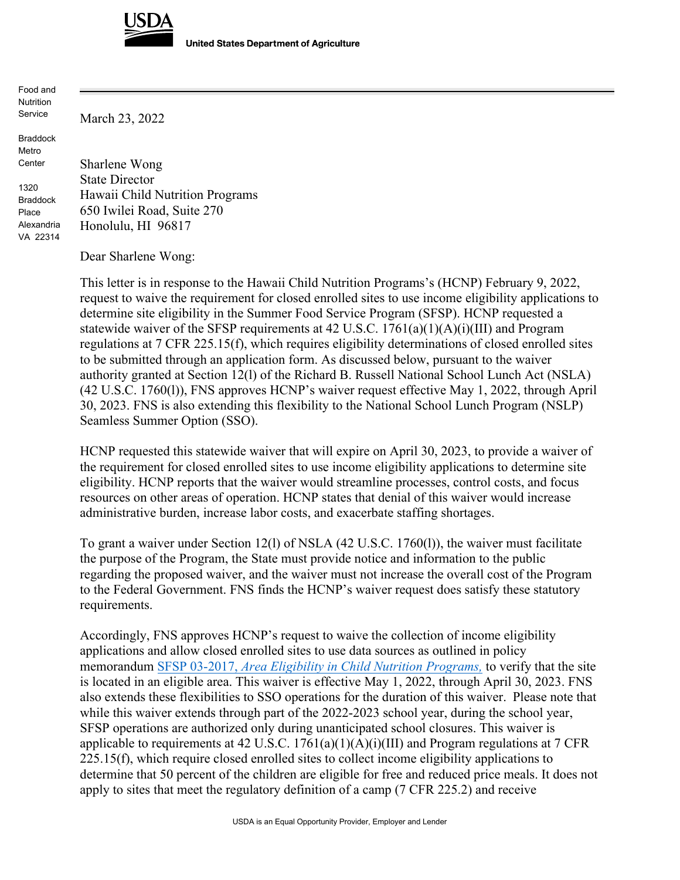**USDA**

**United States Department of Agriculture**

Food and Nutrition Service

Braddock Metro Center

1320 Braddock Place
Alexandria VA 22314

March 23, 2022

Sharlene Wong
State Director
Hawaii Child Nutrition Programs
650 Iwilei Road, Suite 270
Honolulu, HI 96817

Dear Sharlene Wong:

This letter is in response to the Hawaii Child Nutrition Programs's (HCNP) February 9, 2022, request to waive the requirement for closed enrolled sites to use income eligibility applications to determine site eligibility in the Summer Food Service Program (SFSP). HCNP requested a statewide waiver of the SFSP requirements at 42 U.S.C. 1761(a)(1)(A)(i)(III) and Program regulations at 7 CFR 225.15(f), which requires eligibility determinations of closed enrolled sites to be submitted through an application form. As discussed below, pursuant to the waiver authority granted at Section 12(l) of the Richard B. Russell National School Lunch Act (NSLA) (42 U.S.C. 1760(l)), FNS approves HCNP's waiver request effective May 1, 2022, through April 30, 2023. FNS is also extending this flexibility to the National School Lunch Program (NSLP) Seamless Summer Option (SSO).

HCNP requested this statewide waiver that will expire on April 30, 2023, to provide a waiver of the requirement for closed enrolled sites to use income eligibility applications to determine site eligibility. HCNP reports that the waiver would streamline processes, control costs, and focus resources on other areas of operation. HCNP states that denial of this waiver would increase administrative burden, increase labor costs, and exacerbate staffing shortages.

To grant a waiver under Section 12(l) of NSLA (42 U.S.C. 1760(l)), the waiver must facilitate the purpose of the Program, the State must provide notice and information to the public regarding the proposed waiver, and the waiver must not increase the overall cost of the Program to the Federal Government. FNS finds the HCNP's waiver request does satisfy these statutory requirements.

Accordingly, FNS approves HCNP's request to waive the collection of income eligibility applications and allow closed enrolled sites to use data sources as outlined in policy memorandum SFSP 03-2017, *Area Eligibility in Child Nutrition Programs,* to verify that the site is located in an eligible area. This waiver is effective May 1, 2022, through April 30, 2023. FNS also extends these flexibilities to SSO operations for the duration of this waiver. Please note that while this waiver extends through part of the 2022-2023 school year, during the school year, SFSP operations are authorized only during unanticipated school closures. This waiver is applicable to requirements at 42 U.S.C. 1761(a)(1)(A)(i)(III) and Program regulations at 7 CFR 225.15(f), which require closed enrolled sites to collect income eligibility applications to determine that 50 percent of the children are eligible for free and reduced price meals. It does not apply to sites that meet the regulatory definition of a camp (7 CFR 225.2) and receive

USDA is an Equal Opportunity Provider, Employer and Lender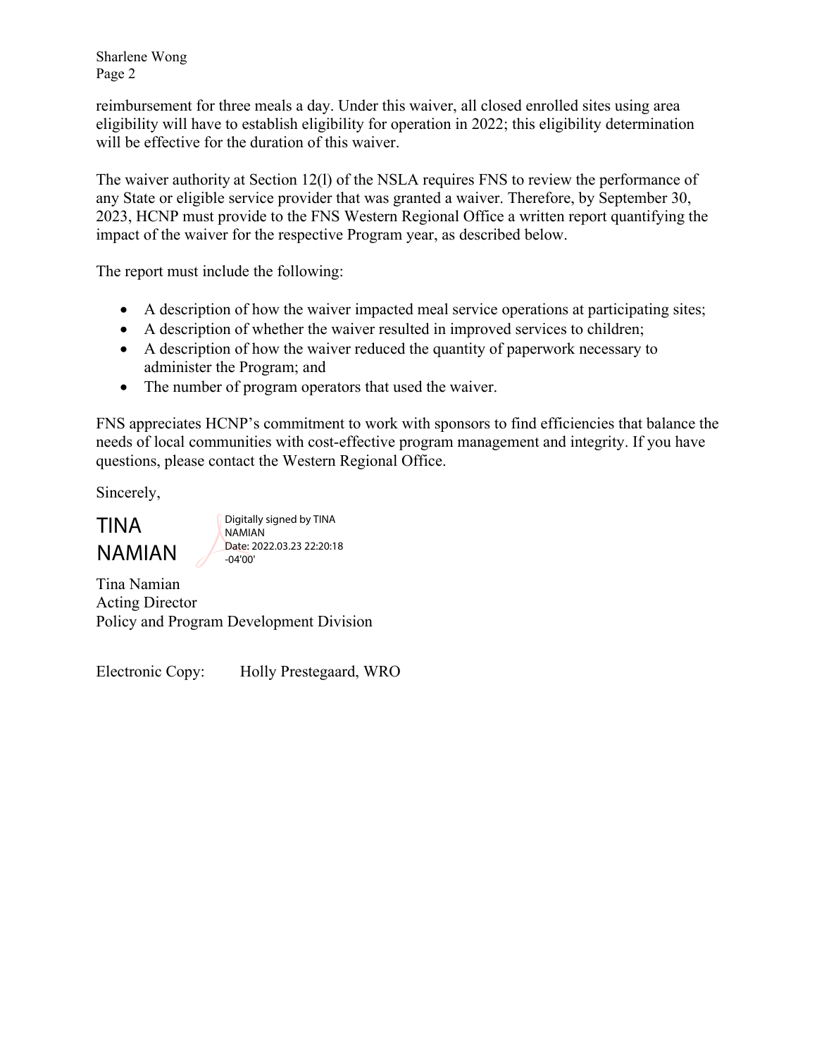reimbursement for three meals a day. Under this waiver, all closed enrolled sites using area eligibility will have to establish eligibility for operation in 2022; this eligibility determination will be effective for the duration of this waiver.

The waiver authority at Section 12(l) of the NSLA requires FNS to review the performance of any State or eligible service provider that was granted a waiver. Therefore, by September 30, 2023, HCNP must provide to the FNS Western Regional Office a written report quantifying the impact of the waiver for the respective Program year, as described below.

The report must include the following:

- A description of how the waiver impacted meal service operations at participating sites;
- A description of whether the waiver resulted in improved services to children;
- A description of how the waiver reduced the quantity of paperwork necessary to administer the Program; and
- The number of program operators that used the waiver.

FNS appreciates HCNP's commitment to work with sponsors to find efficiencies that balance the needs of local communities with cost-effective program management and integrity. If you have questions, please contact the Western Regional Office.

Sincerely,

TINA NAMIAN

Digitally signed by TINA NAMIAN
Date: 2022.03.23 22:20:18 -04'00'

Tina Namian
Acting Director
Policy and Program Development Division

Electronic Copy: Holly Prestegaard, WRO